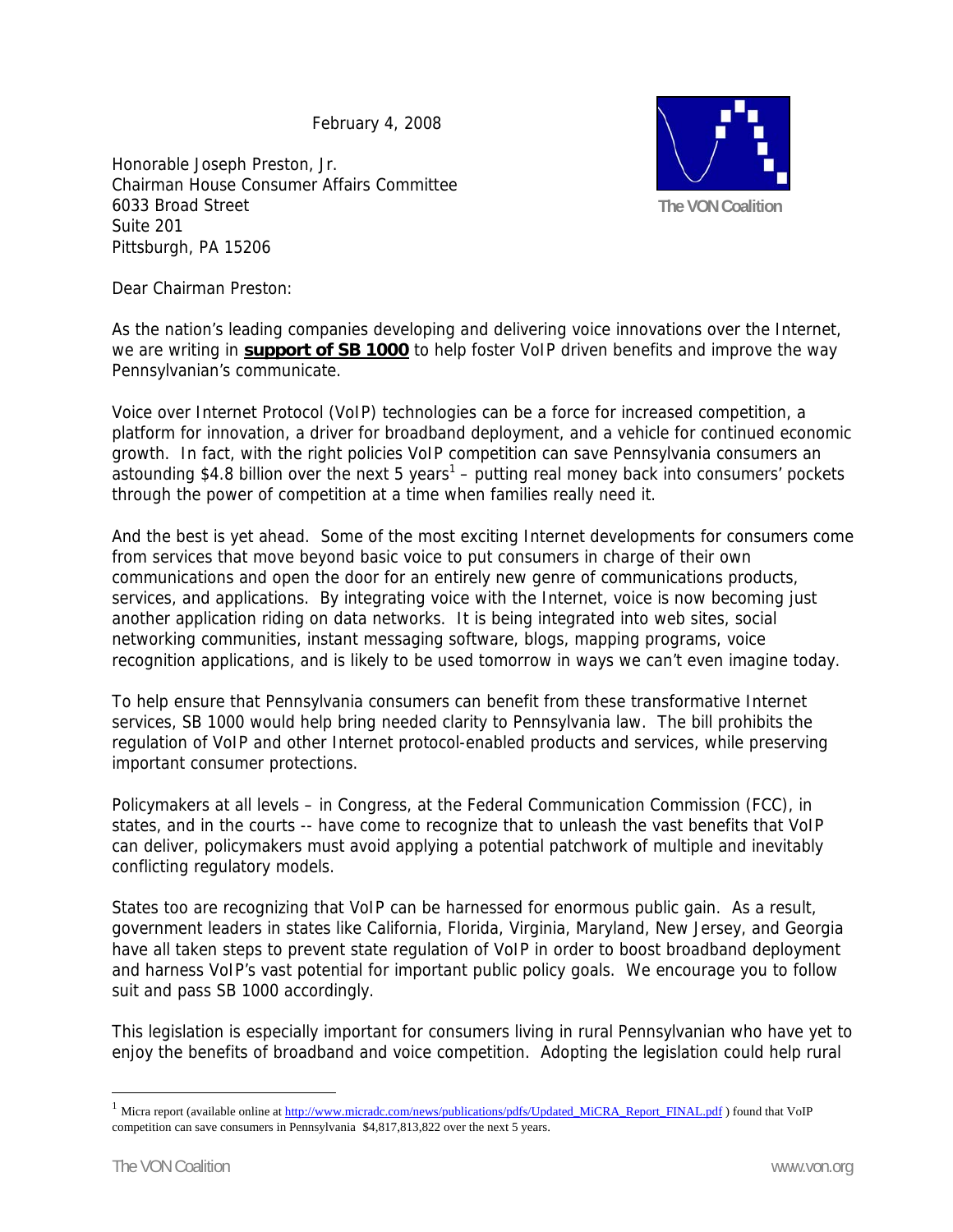February 4, 2008

The VON Coalition

Honorable Joseph Preston, Jr.
Chairman House Consumer Affairs Committee
6033 Broad Street
Suite 201
Pittsburgh, PA 15206

Dear Chairman Preston:

As the nation's leading companies developing and delivering voice innovations over the Internet, we are writing in **support of SB 1000** to help foster VoIP driven benefits and improve the way Pennsylvanian's communicate.

Voice over Internet Protocol (VoIP) technologies can be a force for increased competition, a platform for innovation, a driver for broadband deployment, and a vehicle for continued economic growth. In fact, with the right policies VoIP competition can save Pennsylvania consumers an astounding $4.8 billion over the next 5 years[1] – putting real money back into consumers' pockets through the power of competition at a time when families really need it.

And the best is yet ahead. Some of the most exciting Internet developments for consumers come from services that move beyond basic voice to put consumers in charge of their own communications and open the door for an entirely new genre of communications products, services, and applications. By integrating voice with the Internet, voice is now becoming just another application riding on data networks. It is being integrated into web sites, social networking communities, instant messaging software, blogs, mapping programs, voice recognition applications, and is likely to be used tomorrow in ways we can't even imagine today.

To help ensure that Pennsylvania consumers can benefit from these transformative Internet services, SB 1000 would help bring needed clarity to Pennsylvania law. The bill prohibits the regulation of VoIP and other Internet protocol-enabled products and services, while preserving important consumer protections.

Policymakers at all levels – in Congress, at the Federal Communication Commission (FCC), in states, and in the courts -- have come to recognize that to unleash the vast benefits that VoIP can deliver, policymakers must avoid applying a potential patchwork of multiple and inevitably conflicting regulatory models.

States too are recognizing that VoIP can be harnessed for enormous public gain. As a result, government leaders in states like California, Florida, Virginia, Maryland, New Jersey, and Georgia have all taken steps to prevent state regulation of VoIP in order to boost broadband deployment and harness VoIP's vast potential for important public policy goals. We encourage you to follow suit and pass SB 1000 accordingly.

This legislation is especially important for consumers living in rural Pennsylvanian who have yet to enjoy the benefits of broadband and voice competition. Adopting the legislation could help rural

[1] Micra report (available online at http://www.micradc.com/news/publications/pdfs/Updated_MiCRA_Report_FINAL.pdf ) found that VoIP competition can save consumers in Pennsylvania $4,817,813,822 over the next 5 years.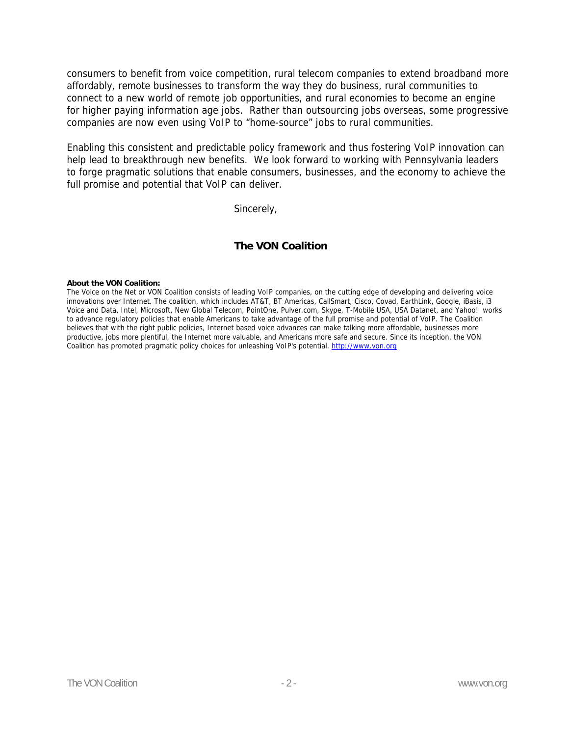consumers to benefit from voice competition, rural telecom companies to extend broadband more affordably, remote businesses to transform the way they do business, rural communities to connect to a new world of remote job opportunities, and rural economies to become an engine for higher paying information age jobs. Rather than outsourcing jobs overseas, some progressive companies are now even using VoIP to "home-source" jobs to rural communities.

Enabling this consistent and predictable policy framework and thus fostering VoIP innovation can help lead to breakthrough new benefits. We look forward to working with Pennsylvania leaders to forge pragmatic solutions that enable consumers, businesses, and the economy to achieve the full promise and potential that VoIP can deliver.

Sincerely,

**The VON Coalition**

**About the VON Coalition:**
The Voice on the Net or VON Coalition consists of leading VoIP companies, on the cutting edge of developing and delivering voice innovations over Internet. The coalition, which includes AT&T, BT Americas, CallSmart, Cisco, Covad, EarthLink, Google, iBasis, i3 Voice and Data, Intel, Microsoft, New Global Telecom, PointOne, Pulver.com, Skype, T-Mobile USA, USA Datanet, and Yahoo! works to advance regulatory policies that enable Americans to take advantage of the full promise and potential of VoIP. The Coalition believes that with the right public policies, Internet based voice advances can make talking more affordable, businesses more productive, jobs more plentiful, the Internet more valuable, and Americans more safe and secure. Since its inception, the VON Coalition has promoted pragmatic policy choices for unleashing VoIP's potential. http://www.von.org